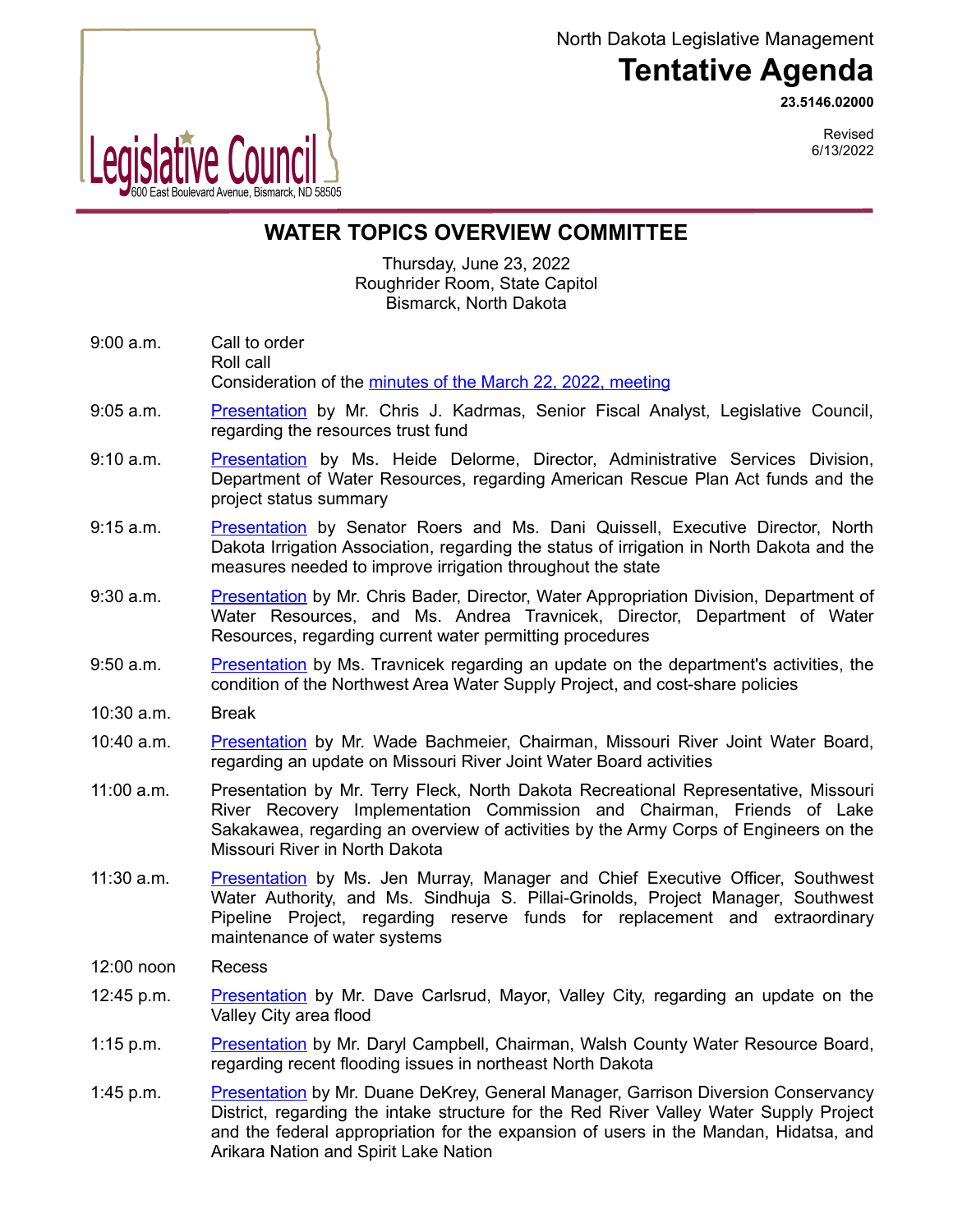Legislative Council
600 East Boulevard Avenue, Bismarck, ND 58505

North Dakota Legislative Management

# Tentative Agenda

**23.5146.02000**

Revised
6/13/2022

## WATER TOPICS OVERVIEW COMMITTEE

Thursday, June 23, 2022
Roughrider Room, State Capitol
Bismarck, North Dakota

| | |
|---|---|
| 9:00 a.m. | Call to order<br>Roll call<br>Consideration of the minutes of the March 22, 2022, meeting |
| 9:05 a.m. | Presentation by Mr. Chris J. Kadrmas, Senior Fiscal Analyst, Legislative Council, regarding the resources trust fund |
| 9:10 a.m. | Presentation by Ms. Heide Delorme, Director, Administrative Services Division, Department of Water Resources, regarding American Rescue Plan Act funds and the project status summary |
| 9:15 a.m. | Presentation by Senator Roers and Ms. Dani Quissell, Executive Director, North Dakota Irrigation Association, regarding the status of irrigation in North Dakota and the measures needed to improve irrigation throughout the state |
| 9:30 a.m. | Presentation by Mr. Chris Bader, Director, Water Appropriation Division, Department of Water Resources, and Ms. Andrea Travnicek, Director, Department of Water Resources, regarding current water permitting procedures |
| 9:50 a.m. | Presentation by Ms. Travnicek regarding an update on the department's activities, the condition of the Northwest Area Water Supply Project, and cost-share policies |
| 10:30 a.m. | Break |
| 10:40 a.m. | Presentation by Mr. Wade Bachmeier, Chairman, Missouri River Joint Water Board, regarding an update on Missouri River Joint Water Board activities |
| 11:00 a.m. | Presentation by Mr. Terry Fleck, North Dakota Recreational Representative, Missouri River Recovery Implementation Commission and Chairman, Friends of Lake Sakakawea, regarding an overview of activities by the Army Corps of Engineers on the Missouri River in North Dakota |
| 11:30 a.m. | Presentation by Ms. Jen Murray, Manager and Chief Executive Officer, Southwest Water Authority, and Ms. Sindhuja S. Pillai-Grinolds, Project Manager, Southwest Pipeline Project, regarding reserve funds for replacement and extraordinary maintenance of water systems |
| 12:00 noon | Recess |
| 12:45 p.m. | Presentation by Mr. Dave Carlsrud, Mayor, Valley City, regarding an update on the Valley City area flood |
| 1:15 p.m. | Presentation by Mr. Daryl Campbell, Chairman, Walsh County Water Resource Board, regarding recent flooding issues in northeast North Dakota |
| 1:45 p.m. | Presentation by Mr. Duane DeKrey, General Manager, Garrison Diversion Conservancy District, regarding the intake structure for the Red River Valley Water Supply Project and the federal appropriation for the expansion of users in the Mandan, Hidatsa, and Arikara Nation and Spirit Lake Nation |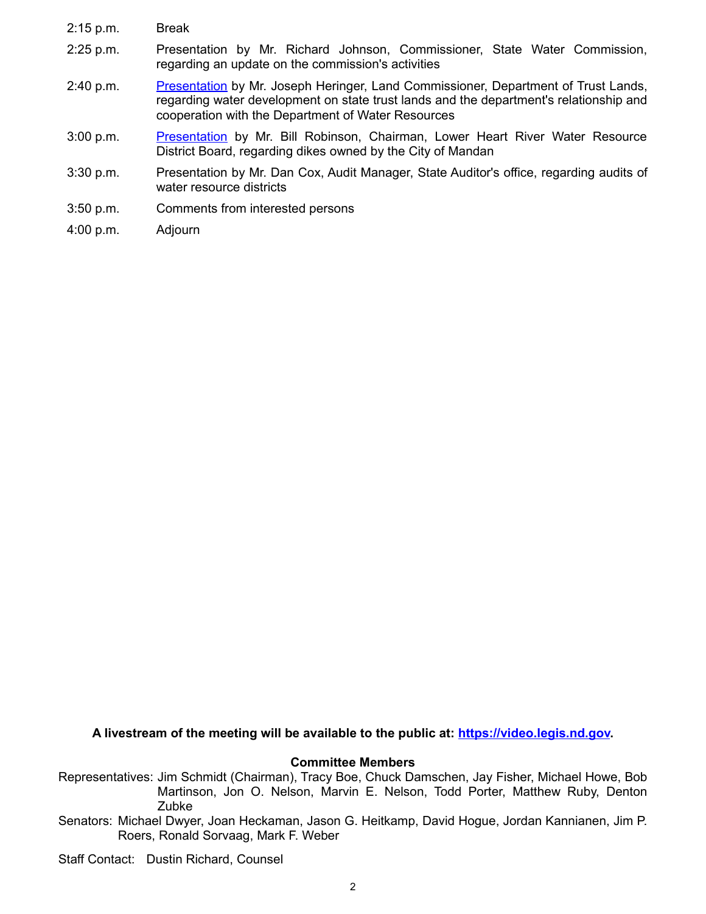| | |
|---|---|
| 2:15 p.m. | Break |
| 2:25 p.m. | Presentation by Mr. Richard Johnson, Commissioner, State Water Commission, regarding an update on the commission's activities |
| 2:40 p.m. | Presentation by Mr. Joseph Heringer, Land Commissioner, Department of Trust Lands, regarding water development on state trust lands and the department's relationship and cooperation with the Department of Water Resources |
| 3:00 p.m. | Presentation by Mr. Bill Robinson, Chairman, Lower Heart River Water Resource District Board, regarding dikes owned by the City of Mandan |
| 3:30 p.m. | Presentation by Mr. Dan Cox, Audit Manager, State Auditor's office, regarding audits of water resource districts |
| 3:50 p.m. | Comments from interested persons |
| 4:00 p.m. | Adjourn |

**A livestream of the meeting will be available to the public at: https://video.legis.nd.gov.**

**Committee Members**

Representatives: Jim Schmidt (Chairman), Tracy Boe, Chuck Damschen, Jay Fisher, Michael Howe, Bob Martinson, Jon O. Nelson, Marvin E. Nelson, Todd Porter, Matthew Ruby, Denton Zubke

Senators: Michael Dwyer, Joan Heckaman, Jason G. Heitkamp, David Hogue, Jordan Kannianen, Jim P. Roers, Ronald Sorvaag, Mark F. Weber

Staff Contact: Dustin Richard, Counsel